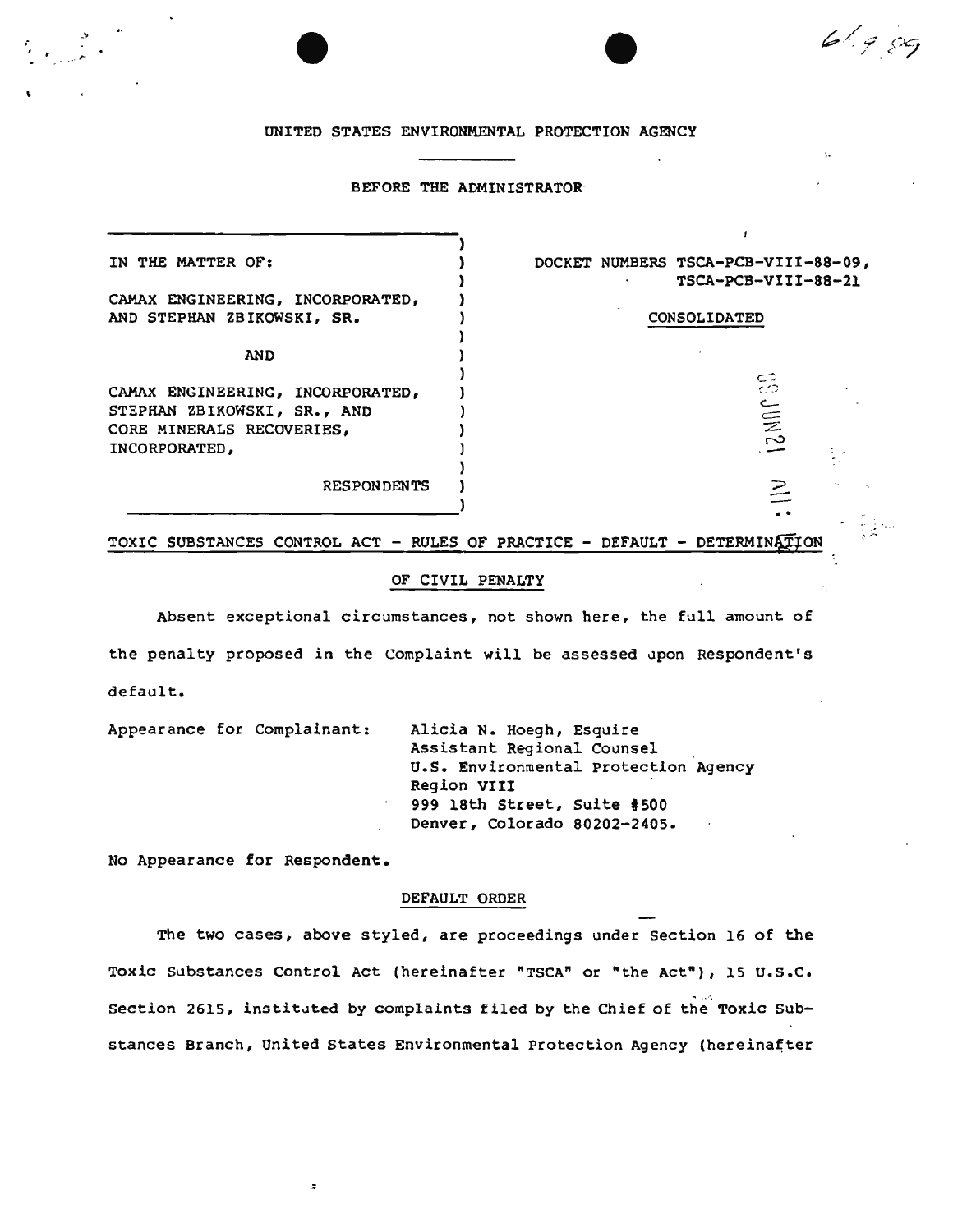UNITED STATES ENVIRONMENTAL PROTECTION AGENCY

BEFORE THE ADMINISTRATOR

| IN THE MATTER OF: | DOCKET NUMBERS TSCA-PCB-VIII-88-09, TSCA-PCB-VIII-88-21 |
|---|---|
| CAMAX ENGINEERING, INCORPORATED, AND STEPHAN ZBIKOWSKI, SR. | CONSOLIDATED |
| AND | |
| CAMAX ENGINEERING, INCORPORATED, STEPHAN ZBIKOWSKI, SR., AND CORE MINERALS RECOVERIES, INCORPORATED, | |
| RESPONDENTS | |

TOXIC SUBSTANCES CONTROL ACT - RULES OF PRACTICE - DEFAULT - DETERMINATION OF CIVIL PENALTY

Absent exceptional circumstances, not shown here, the full amount of the penalty proposed in the Complaint will be assessed upon Respondent's default.

Appearance for Complainant: Alicia N. Hoegh, Esquire
Assistant Regional Counsel
U.S. Environmental Protection Agency
Region VIII
999 18th Street, Suite #500
Denver, Colorado 80202-2405.

No Appearance for Respondent.

## DEFAULT ORDER

The two cases, above styled, are proceedings under Section 16 of the Toxic Substances Control Act (hereinafter "TSCA" or "the Act"), 15 U.S.C. Section 2615, instituted by complaints filed by the Chief of the Toxic Substances Branch, United States Environmental Protection Agency (hereinafter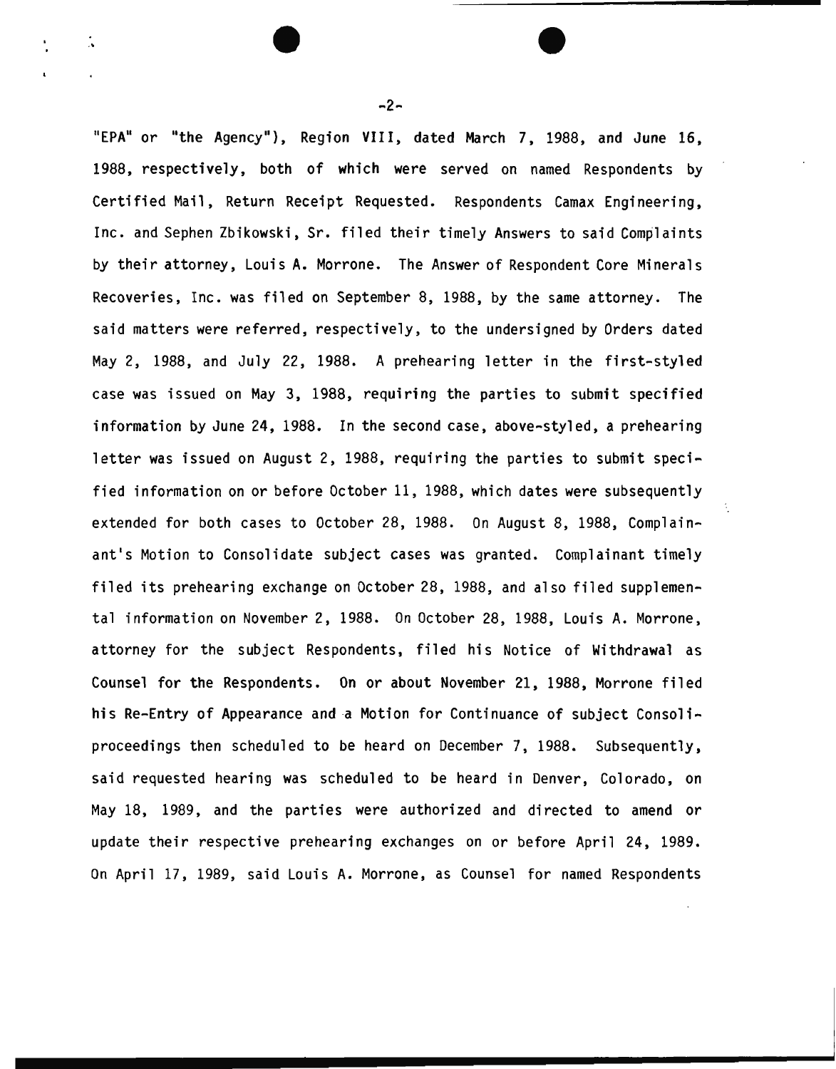"EPA" or "the Agency"), Region VIII, dated March 7, 1988, and June 16, 1988, respectively, both of which were served on named Respondents by Certified Mail, Return Receipt Requested. Respondents Camax Engineering, Inc. and Sephen Zbikowski, Sr. filed their timely Answers to said Complaints by their attorney, Louis A. Morrone. The Answer of Respondent Core Minerals Recoveries, Inc. was filed on September 8, 1988, by the same attorney. The said matters were referred, respectively, to the undersigned by Orders dated May 2, 1988, and July 22, 1988. A prehearing letter in the first-styled case was issued on May 3, 1988, requiring the parties to submit specified information by June 24, 1988. In the second case, above-styled, a prehearing letter was issued on August 2, 1988, requiring the parties to submit specified information on or before October 11, 1988, which dates were subsequently extended for both cases to October 28, 1988. On August 8, 1988, Complainant's Motion to Consolidate subject cases was granted. Complainant timely filed its prehearing exchange on October 28, 1988, and also filed supplemental information on November 2, 1988. On October 28, 1988, Louis A. Morrone, attorney for the subject Respondents, filed his Notice of Withdrawal as Counsel for the Respondents. On or about November 21, 1988, Morrone filed his Re-Entry of Appearance and a Motion for Continuance of subject Consoliproceedings then scheduled to be heard on December 7, 1988. Subsequently, said requested hearing was scheduled to be heard in Denver, Colorado, on May 18, 1989, and the parties were authorized and directed to amend or update their respective prehearing exchanges on or before April 24, 1989. On April 17, 1989, said Louis A. Morrone, as Counsel for named Respondents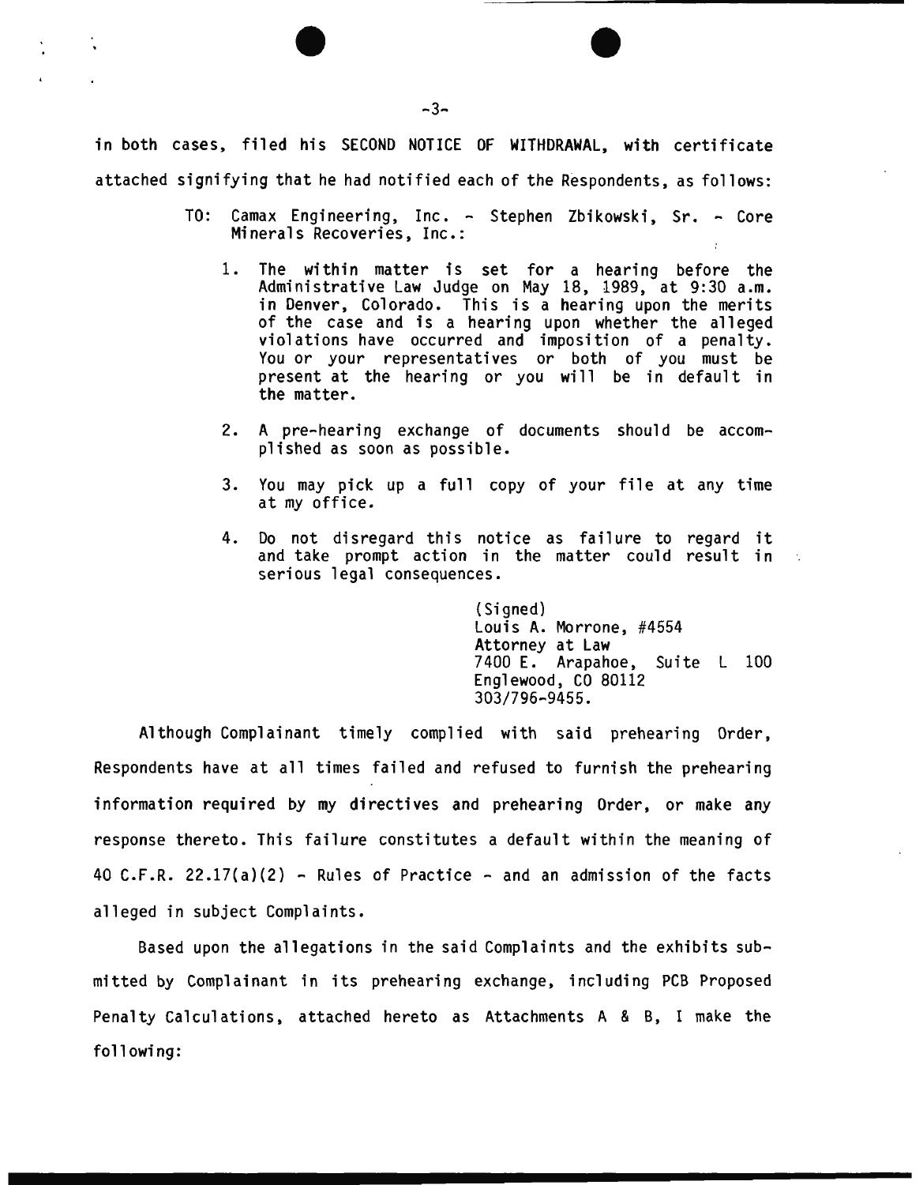in both cases, filed his SECOND NOTICE OF WITHDRAWAL, with certificate attached signifying that he had notified each of the Respondents, as follows:

> TO: Camax Engineering, Inc. - Stephen Zbikowski, Sr. - Core Minerals Recoveries, Inc.:
>
> 1. The within matter is set for a hearing before the Administrative Law Judge on May 18, 1989, at 9:30 a.m. in Denver, Colorado. This is a hearing upon the merits of the case and is a hearing upon whether the alleged violations have occurred and imposition of a penalty. You or your representatives or both of you must be present at the hearing or you will be in default in the matter.
> 2. A pre-hearing exchange of documents should be accomplished as soon as possible.
> 3. You may pick up a full copy of your file at any time at my office.
> 4. Do not disregard this notice as failure to regard it and take prompt action in the matter could result in serious legal consequences.
>
> (Signed)
> Louis A. Morrone, #4554
> Attorney at Law
> 7400 E. Arapahoe, Suite L 100
> Englewood, CO 80112
> 303/796-9455.

Although Complainant timely complied with said prehearing Order, Respondents have at all times failed and refused to furnish the prehearing information required by my directives and prehearing Order, or make any response thereto. This failure constitutes a default within the meaning of 40 C.F.R. 22.17(a)(2) - Rules of Practice - and an admission of the facts alleged in subject Complaints.

Based upon the allegations in the said Complaints and the exhibits submitted by Complainant in its prehearing exchange, including PCB Proposed Penalty Calculations, attached hereto as Attachments A & B, I make the following: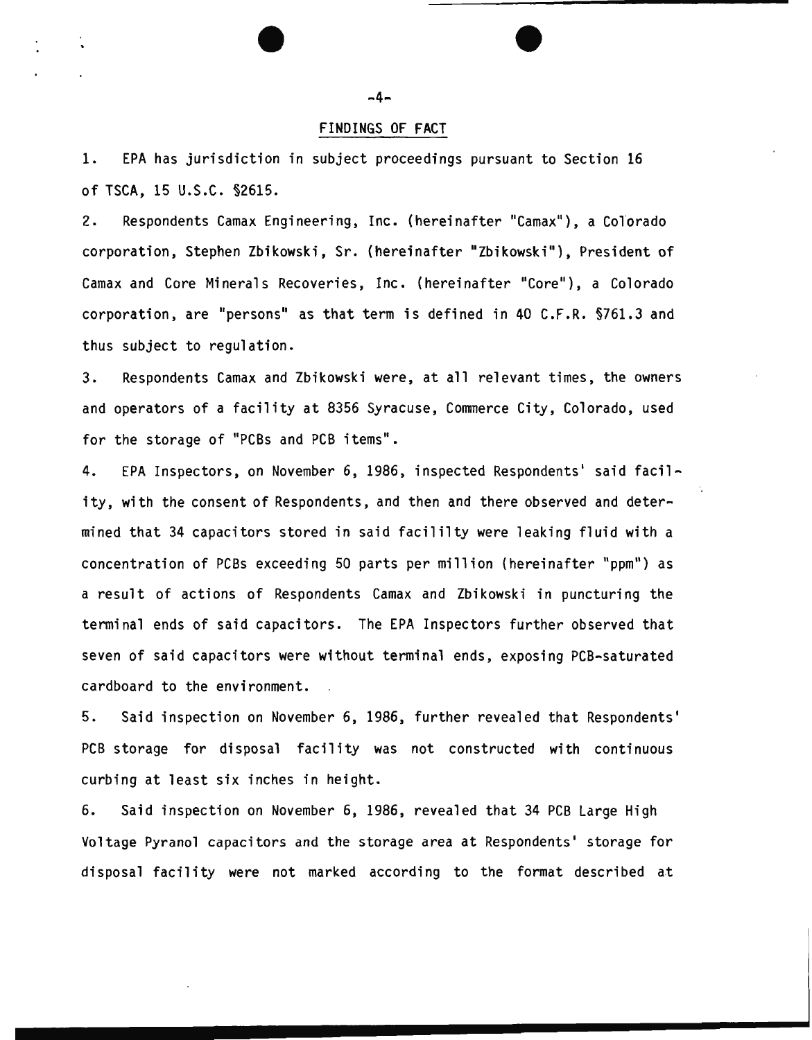## FINDINGS OF FACT

1. EPA has jurisdiction in subject proceedings pursuant to Section 16 of TSCA, 15 U.S.C. §2615.

2. Respondents Camax Engineering, Inc. (hereinafter "Camax"), a Colorado corporation, Stephen Zbikowski, Sr. (hereinafter "Zbikowski"), President of Camax and Core Minerals Recoveries, Inc. (hereinafter "Core"), a Colorado corporation, are "persons" as that term is defined in 40 C.F.R. §761.3 and thus subject to regulation.

3. Respondents Camax and Zbikowski were, at all relevant times, the owners and operators of a facility at 8356 Syracuse, Commerce City, Colorado, used for the storage of "PCBs and PCB items".

4. EPA Inspectors, on November 6, 1986, inspected Respondents' said facility, with the consent of Respondents, and then and there observed and determined that 34 capacitors stored in said facililty were leaking fluid with a concentration of PCBs exceeding 50 parts per million (hereinafter "ppm") as a result of actions of Respondents Camax and Zbikowski in puncturing the terminal ends of said capacitors. The EPA Inspectors further observed that seven of said capacitors were without terminal ends, exposing PCB-saturated cardboard to the environment.

5. Said inspection on November 6, 1986, further revealed that Respondents' PCB storage for disposal facility was not constructed with continuous curbing at least six inches in height.

6. Said inspection on November 6, 1986, revealed that 34 PCB Large High Voltage Pyranol capacitors and the storage area at Respondents' storage for disposal facility were not marked according to the format described at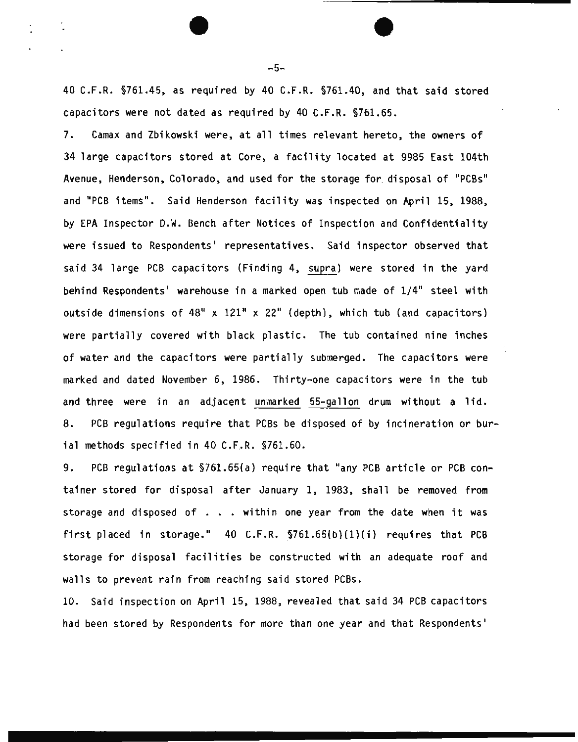40 C.F.R. §761.45, as required by 40 C.F.R. §761.40, and that said stored capacitors were not dated as required by 40 C.F.R. §761.65.

7. Camax and Zbikowski were, at all times relevant hereto, the owners of 34 large capacitors stored at Core, a facility located at 9985 East 104th Avenue, Henderson, Colorado, and used for the storage for disposal of "PCBs" and "PCB items". Said Henderson facility was inspected on April 15, 1988, by EPA Inspector D.W. Bench after Notices of Inspection and Confidentiality were issued to Respondents' representatives. Said inspector observed that said 34 large PCB capacitors (Finding 4, supra) were stored in the yard behind Respondents' warehouse in a marked open tub made of 1/4" steel with outside dimensions of 48" x 121" x 22" (depth), which tub (and capacitors) were partially covered with black plastic. The tub contained nine inches of water and the capacitors were partially submerged. The capacitors were marked and dated November 6, 1986. Thirty-one capacitors were in the tub and three were in an adjacent unmarked 55-gallon drum without a lid.

8. PCB regulations require that PCBs be disposed of by incineration or burial methods specified in 40 C.F.R. §761.60.

9. PCB regulations at §761.65(a) require that "any PCB article or PCB container stored for disposal after January 1, 1983, shall be removed from storage and disposed of . . . within one year from the date when it was first placed in storage." 40 C.F.R. §761.65(b)(1)(i) requires that PCB storage for disposal facilities be constructed with an adequate roof and walls to prevent rain from reaching said stored PCBs.

10. Said inspection on April 15, 1988, revealed that said 34 PCB capacitors had been stored by Respondents for more than one year and that Respondents'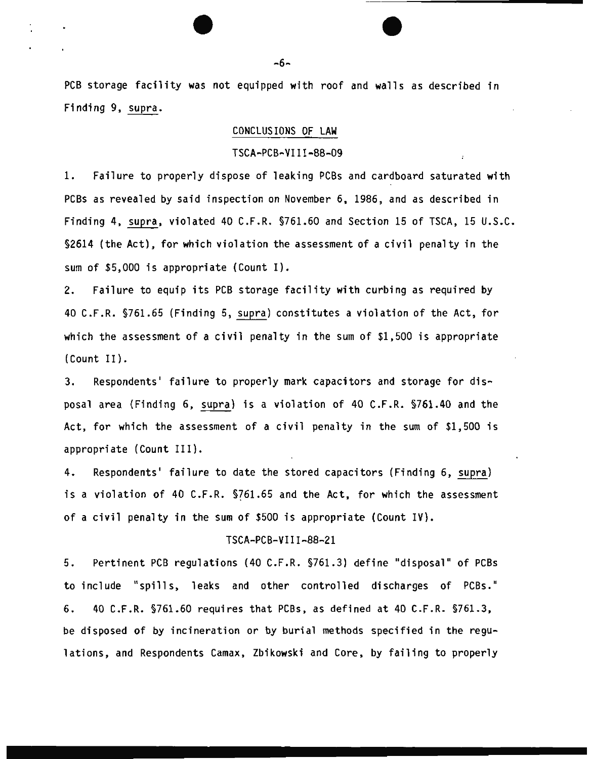PCB storage facility was not equipped with roof and walls as described in Finding 9, *supra*.

## CONCLUSIONS OF LAW

### TSCA-PCB-VIII-88-09

1. Failure to properly dispose of leaking PCBs and cardboard saturated with PCBs as revealed by said inspection on November 6, 1986, and as described in Finding 4, *supra*, violated 40 C.F.R. §761.60 and Section 15 of TSCA, 15 U.S.C. §2614 (the Act), for which violation the assessment of a civil penalty in the sum of $5,000 is appropriate (Count I).

2. Failure to equip its PCB storage facility with curbing as required by 40 C.F.R. §761.65 (Finding 5, *supra*) constitutes a violation of the Act, for which the assessment of a civil penalty in the sum of $1,500 is appropriate (Count II).

3. Respondents' failure to properly mark capacitors and storage for disposal area (Finding 6, *supra*) is a violation of 40 C.F.R. §761.40 and the Act, for which the assessment of a civil penalty in the sum of $1,500 is appropriate (Count III).

4. Respondents' failure to date the stored capacitors (Finding 6, *supra*) is a violation of 40 C.F.R. §761.65 and the Act, for which the assessment of a civil penalty in the sum of $500 is appropriate (Count IV).

### TSCA-PCB-VIII-88-21

5. Pertinent PCB regulations (40 C.F.R. §761.3) define "disposal" of PCBs to include "spills, leaks and other controlled discharges of PCBs."

6. 40 C.F.R. §761.60 requires that PCBs, as defined at 40 C.F.R. §761.3, be disposed of by incineration or by burial methods specified in the regulations, and Respondents Camax, Zbikowski and Core, by failing to properly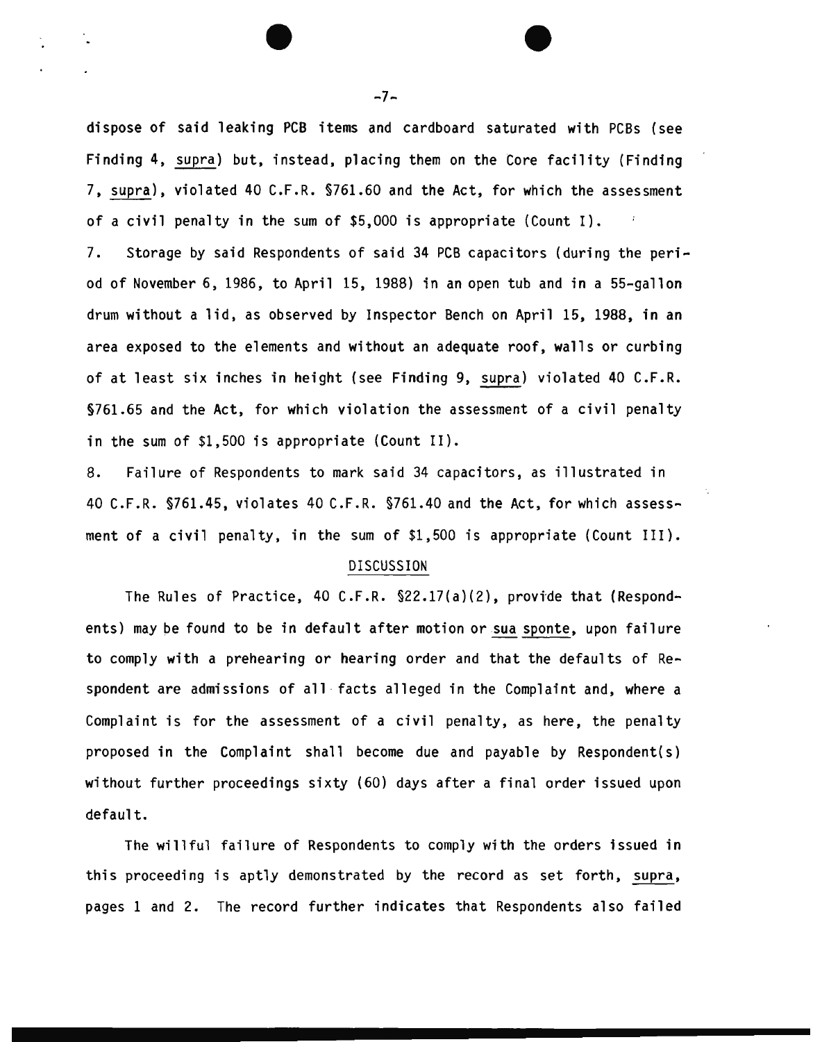dispose of said leaking PCB items and cardboard saturated with PCBs (see Finding 4, supra) but, instead, placing them on the Core facility (Finding 7, supra), violated 40 C.F.R. §761.60 and the Act, for which the assessment of a civil penalty in the sum of $5,000 is appropriate (Count I).

7. Storage by said Respondents of said 34 PCB capacitors (during the period of November 6, 1986, to April 15, 1988) in an open tub and in a 55-gallon drum without a lid, as observed by Inspector Bench on April 15, 1988, in an area exposed to the elements and without an adequate roof, walls or curbing of at least six inches in height (see Finding 9, supra) violated 40 C.F.R. §761.65 and the Act, for which violation the assessment of a civil penalty in the sum of $1,500 is appropriate (Count II).

8. Failure of Respondents to mark said 34 capacitors, as illustrated in 40 C.F.R. §761.45, violates 40 C.F.R. §761.40 and the Act, for which assessment of a civil penalty, in the sum of $1,500 is appropriate (Count III).

## DISCUSSION

The Rules of Practice, 40 C.F.R. §22.17(a)(2), provide that (Respondents) may be found to be in default after motion or sua sponte, upon failure to comply with a prehearing or hearing order and that the defaults of Respondent are admissions of all facts alleged in the Complaint and, where a Complaint is for the assessment of a civil penalty, as here, the penalty proposed in the Complaint shall become due and payable by Respondent(s) without further proceedings sixty (60) days after a final order issued upon default.

The willful failure of Respondents to comply with the orders issued in this proceeding is aptly demonstrated by the record as set forth, supra, pages 1 and 2. The record further indicates that Respondents also failed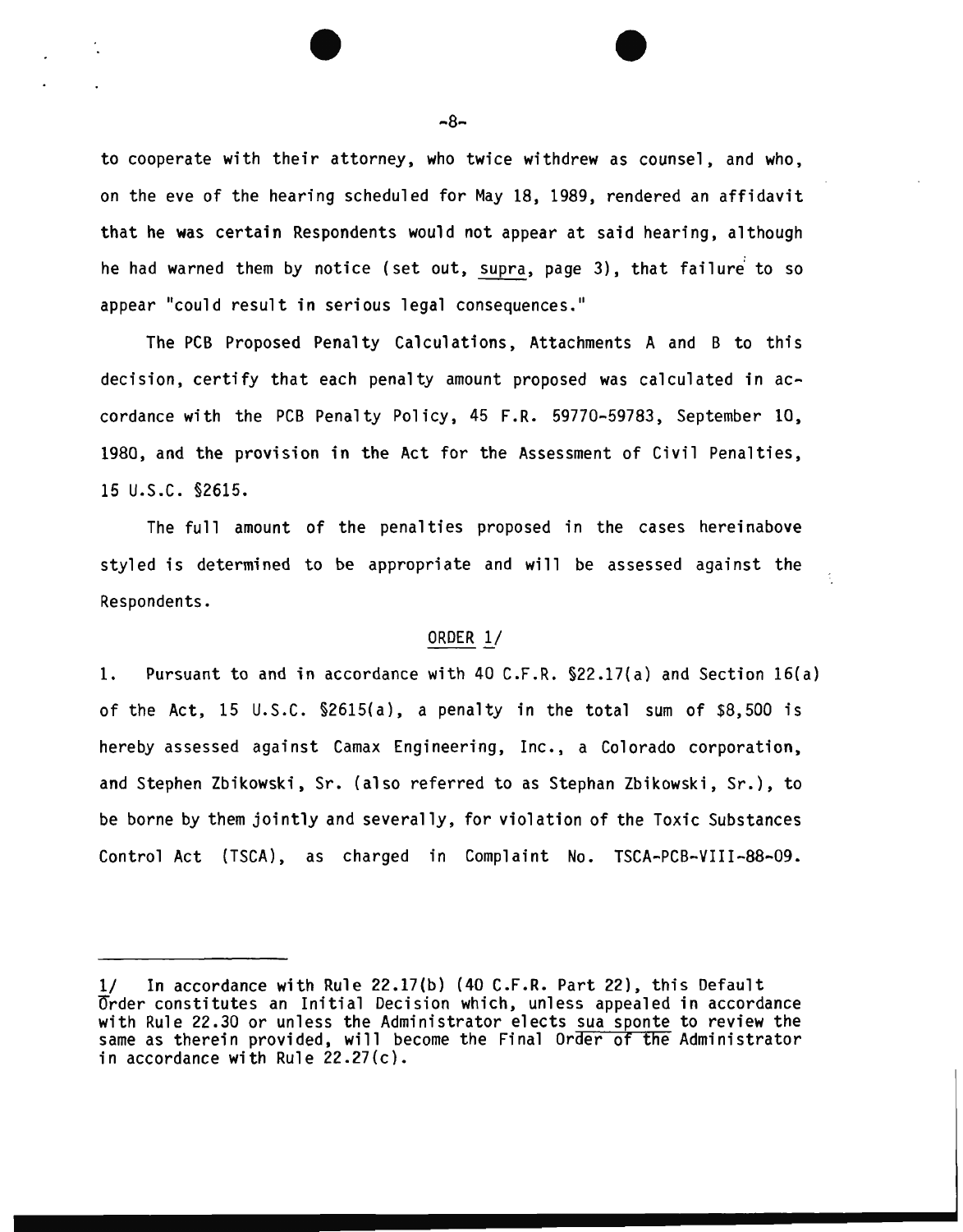to cooperate with their attorney, who twice withdrew as counsel, and who, on the eve of the hearing scheduled for May 18, 1989, rendered an affidavit that he was certain Respondents would not appear at said hearing, although he had warned them by notice (set out, *supra*, page 3), that failure to so appear "could result in serious legal consequences."

The PCB Proposed Penalty Calculations, Attachments A and B to this decision, certify that each penalty amount proposed was calculated in accordance with the PCB Penalty Policy, 45 F.R. 59770-59783, September 10, 1980, and the provision in the Act for the Assessment of Civil Penalties, 15 U.S.C. §2615.

The full amount of the penalties proposed in the cases hereinabove styled is determined to be appropriate and will be assessed against the Respondents.

## ORDER 1/

1. Pursuant to and in accordance with 40 C.F.R. §22.17(a) and Section 16(a) of the Act, 15 U.S.C. §2615(a), a penalty in the total sum of $8,500 is hereby assessed against Camax Engineering, Inc., a Colorado corporation, and Stephen Zbikowski, Sr. (also referred to as Stephan Zbikowski, Sr.), to be borne by them jointly and severally, for violation of the Toxic Substances Control Act (TSCA), as charged in Complaint No. TSCA-PCB-VIII-88-09.

---

1/ In accordance with Rule 22.17(b) (40 C.F.R. Part 22), this Default Order constitutes an Initial Decision which, unless appealed in accordance with Rule 22.30 or unless the Administrator elects *sua sponte* to review the same as therein provided, will become the Final Order of the Administrator in accordance with Rule 22.27(c).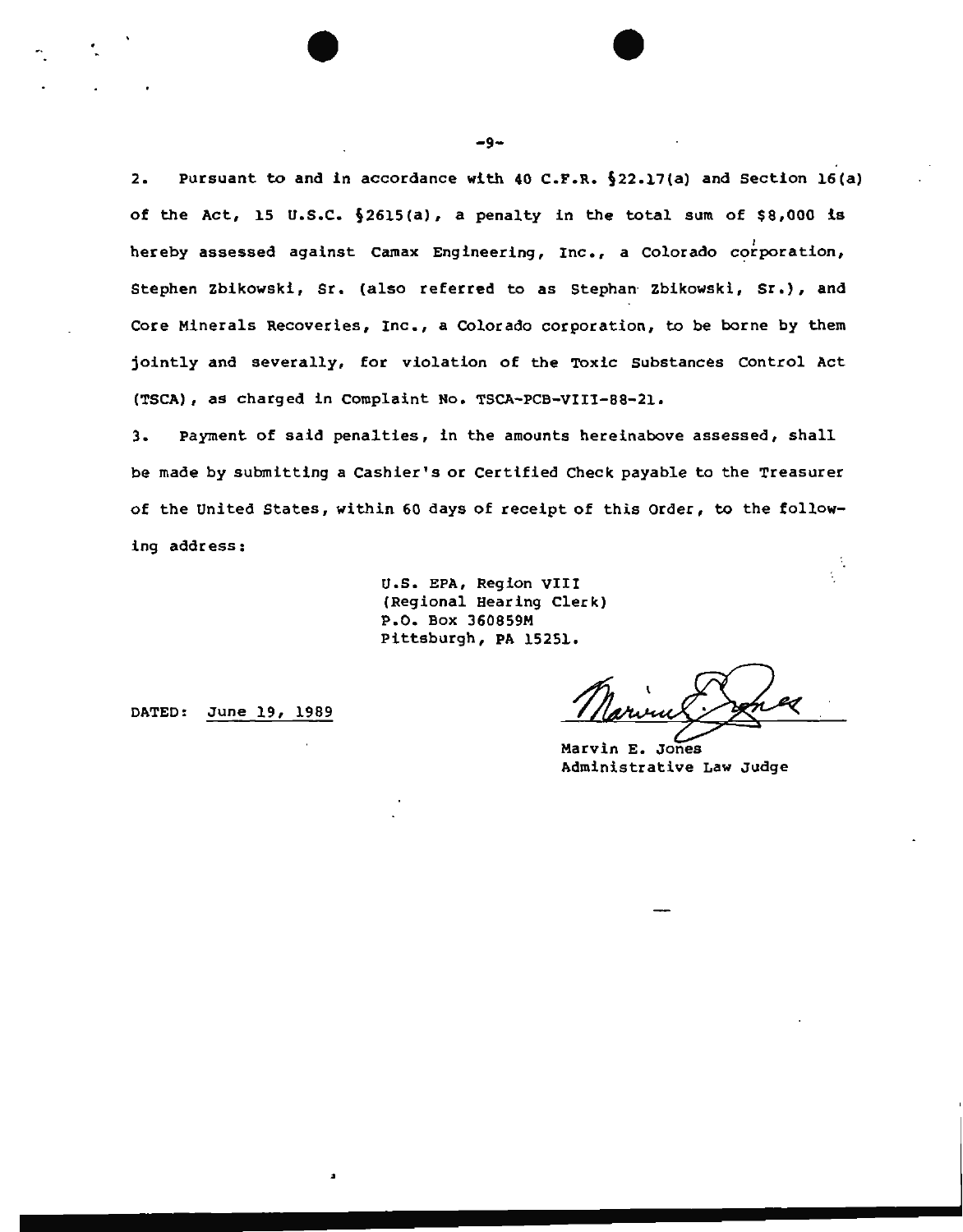2. Pursuant to and in accordance with 40 C.F.R. §22.17(a) and Section 16(a) of the Act, 15 U.S.C. §2615(a), a penalty in the total sum of $8,000 is hereby assessed against Camax Engineering, Inc., a Colorado corporation, Stephen Zbikowski, Sr. (also referred to as Stephan Zbikowski, Sr.), and Core Minerals Recoveries, Inc., a Colorado corporation, to be borne by them jointly and severally, for violation of the Toxic Substances Control Act (TSCA), as charged in Complaint No. TSCA-PCB-VIII-88-21.

3. Payment of said penalties, in the amounts hereinabove assessed, shall be made by submitting a Cashier's or Certified Check payable to the Treasurer of the United States, within 60 days of receipt of this Order, to the following address:

> U.S. EPA, Region VIII
> (Regional Hearing Clerk)
> P.O. Box 360859M
> Pittsburgh, PA 15251.

DATED: June 19, 1989

Marvin E. Jones
Administrative Law Judge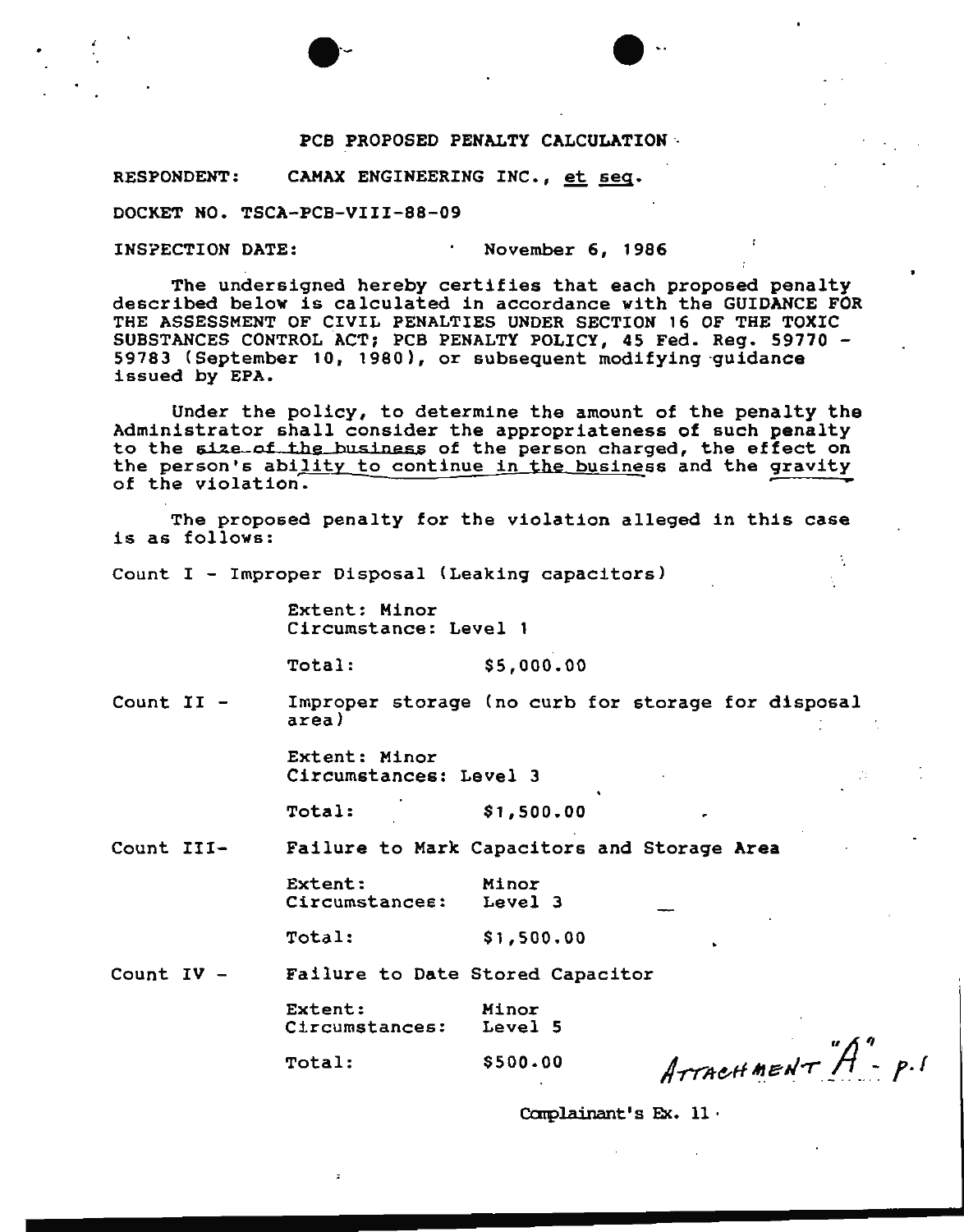# PCB PROPOSED PENALTY CALCULATION

RESPONDENT: CAMAX ENGINEERING INC., et seq.

DOCKET NO. TSCA-PCB-VIII-88-09

INSPECTION DATE: November 6, 1986

The undersigned hereby certifies that each proposed penalty described below is calculated in accordance with the GUIDANCE FOR THE ASSESSMENT OF CIVIL PENALTIES UNDER SECTION 16 OF THE TOXIC SUBSTANCES CONTROL ACT; PCB PENALTY POLICY, 45 Fed. Reg. 59770 - 59783 (September 10, 1980), or subsequent modifying guidance issued by EPA.

Under the policy, to determine the amount of the penalty the Administrator shall consider the appropriateness of such penalty to the size of the business of the person charged, the effect on the person's ability to continue in the business and the gravity of the violation.

The proposed penalty for the violation alleged in this case is as follows:

Count I - Improper Disposal (Leaking capacitors)

Extent: Minor
Circumstance: Level 1

Total: $5,000.00

Count II - Improper storage (no curb for storage for disposal area)

Extent: Minor
Circumstances: Level 3

Total: $1,500.00

Count III- Failure to Mark Capacitors and Storage Area

Extent: Minor
Circumstances: Level 3

Total: $1,500.00

Count IV - Failure to Date Stored Capacitor

Extent: Minor
Circumstances: Level 5

Total: $500.00

ATTACHMENT "A" - p.1

Complainant's Ex. 11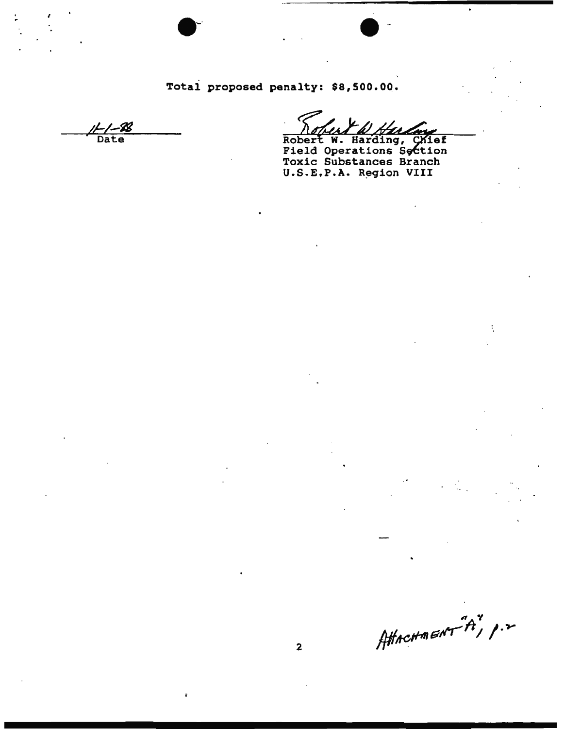**Total proposed penalty: $8,500.00.**

11-1-88
Date

Robert W. Harding
Robert W. Harding, Chief
Field Operations Section
Toxic Substances Branch
U.S.E.P.A. Region VIII

Attachment "A", p.2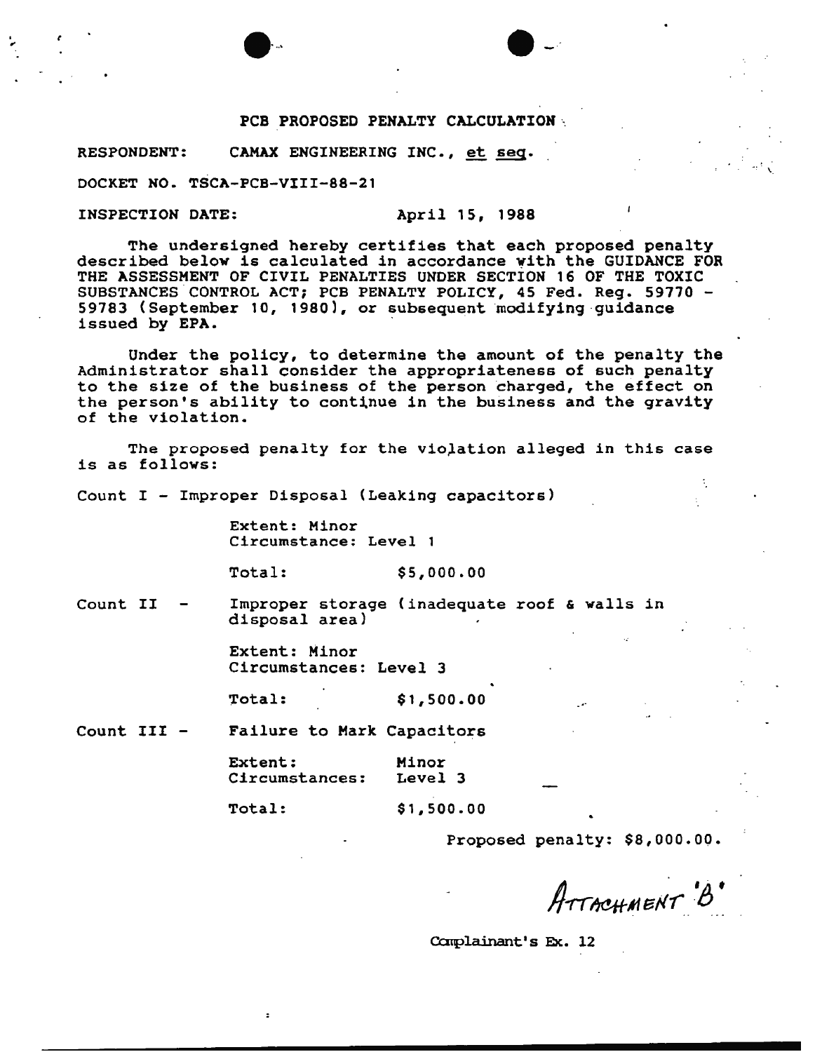# PCB PROPOSED PENALTY CALCULATION

RESPONDENT: CAMAX ENGINEERING INC., *et seq*.

DOCKET NO. TSCA-PCB-VIII-88-21

INSPECTION DATE: April 15, 1988

The undersigned hereby certifies that each proposed penalty described below is calculated in accordance with the GUIDANCE FOR THE ASSESSMENT OF CIVIL PENALTIES UNDER SECTION 16 OF THE TOXIC SUBSTANCES CONTROL ACT; PCB PENALTY POLICY, 45 Fed. Reg. 59770 - 59783 (September 10, 1980), or subsequent modifying guidance issued by EPA.

Under the policy, to determine the amount of the penalty the Administrator shall consider the appropriateness of such penalty to the size of the business of the person charged, the effect on the person's ability to continue in the business and the gravity of the violation.

The proposed penalty for the violation alleged in this case is as follows:

Count I - Improper Disposal (Leaking capacitors)

Extent: Minor
Circumstance: Level 1

Total: $5,000.00

Count II - Improper storage (inadequate roof & walls in disposal area)

Extent: Minor
Circumstances: Level 3

Total: $1,500.00

Count III - Failure to Mark Capacitors

Extent: Minor
Circumstances: Level 3

Total: $1,500.00

Proposed penalty: $8,000.00.

ATTACHMENT 'B'

Complainant's Ex. 12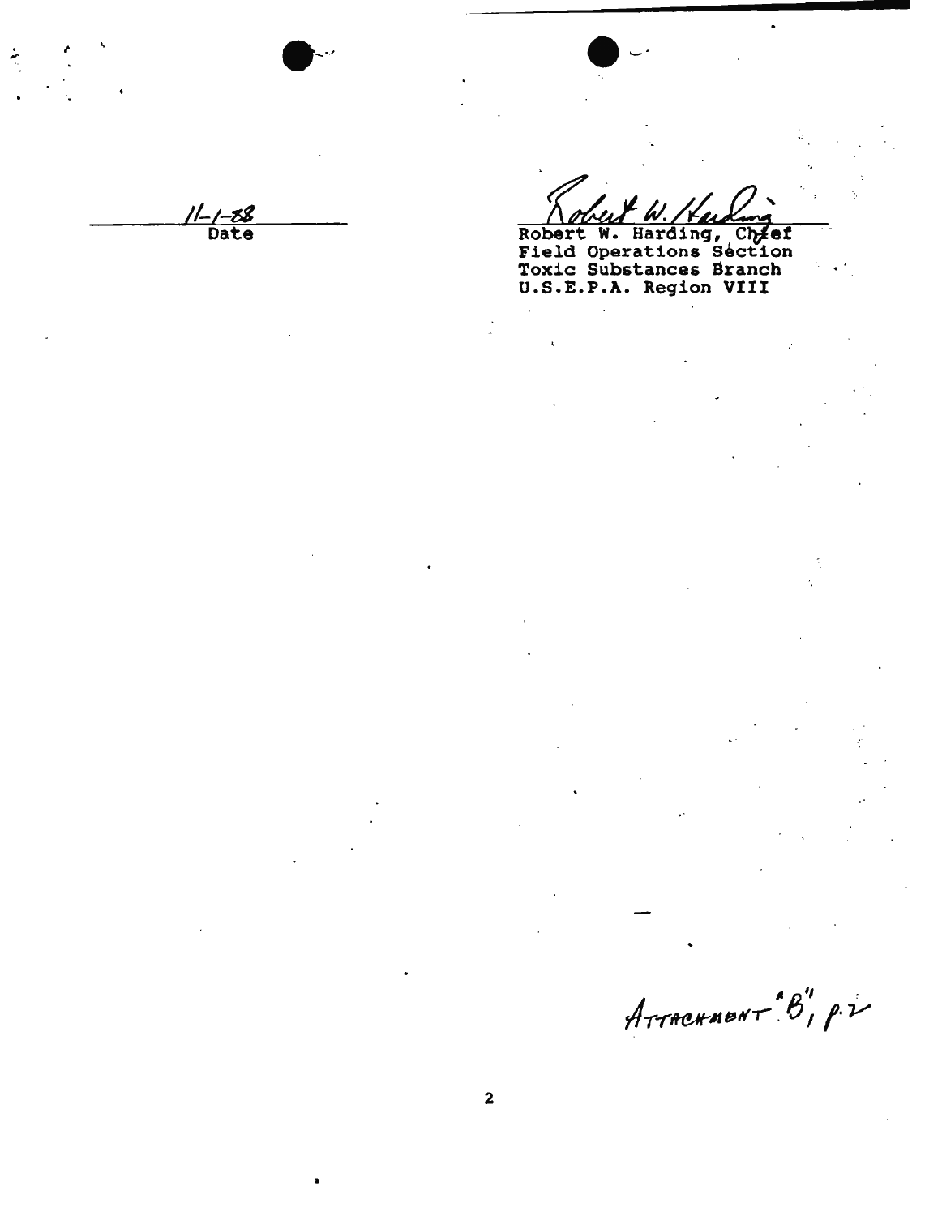11-1-88
Date

Robert W. Harding

Robert W. Harding, Chief
Field Operations Section
Toxic Substances Branch
U.S.E.P.A. Region VIII

ATTACHMENT "B", p.2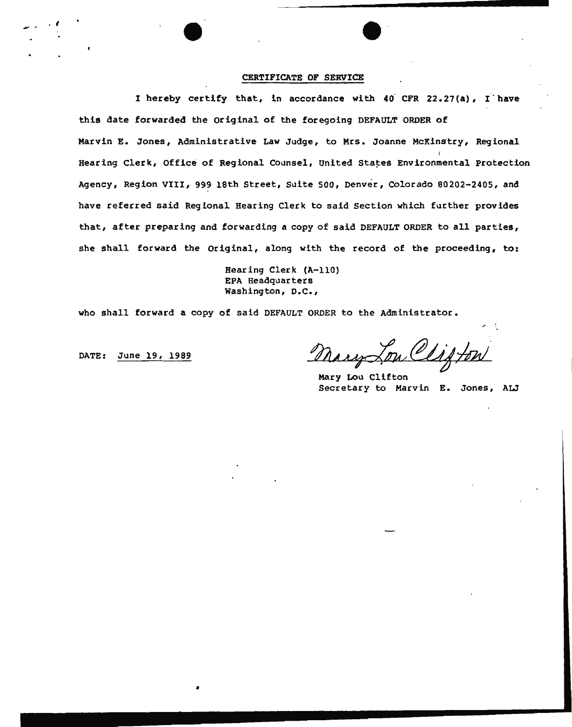## CERTIFICATE OF SERVICE

I hereby certify that, in accordance with 40 CFR 22.27(a), I have this date forwarded the Original of the foregoing DEFAULT ORDER of Marvin E. Jones, Administrative Law Judge, to Mrs. Joanne McKinstry, Regional Hearing Clerk, Office of Regional Counsel, United States Environmental Protection Agency, Region VIII, 999 18th Street, Suite 500, Denver, Colorado 80202-2405, and have referred said Regional Hearing Clerk to said Section which further provides that, after preparing and forwarding a copy of said DEFAULT ORDER to all parties, she shall forward the Original, along with the record of the proceeding, to:

Hearing Clerk (A-110)
EPA Headquarters
Washington, D.C.,

who shall forward a copy of said DEFAULT ORDER to the Administrator.

DATE: June 19, 1989

Mary Lou Clifton

Mary Lou Clifton
Secretary to Marvin E. Jones, ALJ